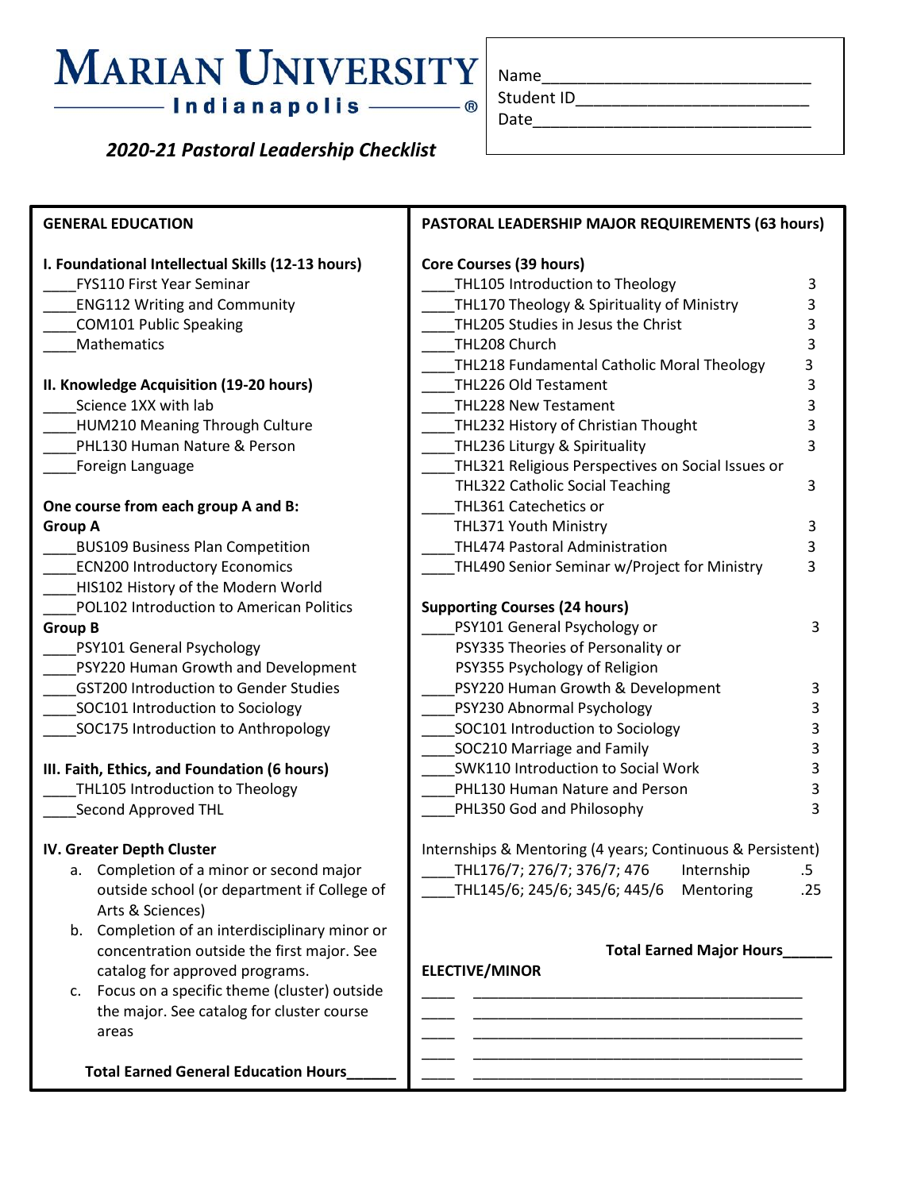# Marian University Indianapolis

## *2020-21 Pastoral Leadership Checklist*

Name____________________________
Student ID_________________________
Date______________________________

## GENERAL EDUCATION

### I. Foundational Intellectual Skills (12-13 hours)

____FYS110 First Year Seminar
____ENG112 Writing and Community
____COM101 Public Speaking
____Mathematics

### II. Knowledge Acquisition (19-20 hours)

____Science 1XX with lab
____HUM210 Meaning Through Culture
____PHL130 Human Nature & Person
____Foreign Language

**One course from each group A and B:**

**Group A**

____BUS109 Business Plan Competition
____ECN200 Introductory Economics
____HIS102 History of the Modern World
____POL102 Introduction to American Politics

**Group B**

____PSY101 General Psychology
____PSY220 Human Growth and Development
____GST200 Introduction to Gender Studies
____SOC101 Introduction to Sociology
____SOC175 Introduction to Anthropology

### III. Faith, Ethics, and Foundation (6 hours)

____THL105 Introduction to Theology
____Second Approved THL

### IV. Greater Depth Cluster

a. Completion of a minor or second major outside school (or department if College of Arts & Sciences)
b. Completion of an interdisciplinary minor or concentration outside the first major. See catalog for approved programs.
c. Focus on a specific theme (cluster) outside the major. See catalog for cluster course areas

**Total Earned General Education Hours______**

## PASTORAL LEADERSHIP MAJOR REQUIREMENTS (63 hours)

### Core Courses (39 hours)

| Course | Hours |
|---|---|
| ____THL105 Introduction to Theology | 3 |
| ____THL170 Theology & Spirituality of Ministry | 3 |
| ____THL205 Studies in Jesus the Christ | 3 |
| ____THL208 Church | 3 |
| ____THL218 Fundamental Catholic Moral Theology | 3 |
| ____THL226 Old Testament | 3 |
| ____THL228 New Testament | 3 |
| ____THL232 History of Christian Thought | 3 |
| ____THL236 Liturgy & Spirituality | 3 |
| ____THL321 Religious Perspectives on Social Issues or THL322 Catholic Social Teaching | 3 |
| ____THL361 Catechetics or THL371 Youth Ministry | 3 |
| ____THL474 Pastoral Administration | 3 |
| ____THL490 Senior Seminar w/Project for Ministry | 3 |

### Supporting Courses (24 hours)

| Course | Hours |
|---|---|
| ____PSY101 General Psychology or PSY335 Theories of Personality or PSY355 Psychology of Religion | 3 |
| ____PSY220 Human Growth & Development | 3 |
| ____PSY230 Abnormal Psychology | 3 |
| ____SOC101 Introduction to Sociology | 3 |
| ____SOC210 Marriage and Family | 3 |
| ____SWK110 Introduction to Social Work | 3 |
| ____PHL130 Human Nature and Person | 3 |
| ____PHL350 God and Philosophy | 3 |

Internships & Mentoring (4 years; Continuous & Persistent)

| Course | Type | Hours |
|---|---|---|
| ____THL176/7; 276/7; 376/7; 476 | Internship | .5 |
| ____THL145/6; 245/6; 345/6; 445/6 | Mentoring | .25 |

**Total Earned Major Hours______**

## ELECTIVE/MINOR

____ ________________________________________
____ ________________________________________
____ ________________________________________
____ ________________________________________
____ ________________________________________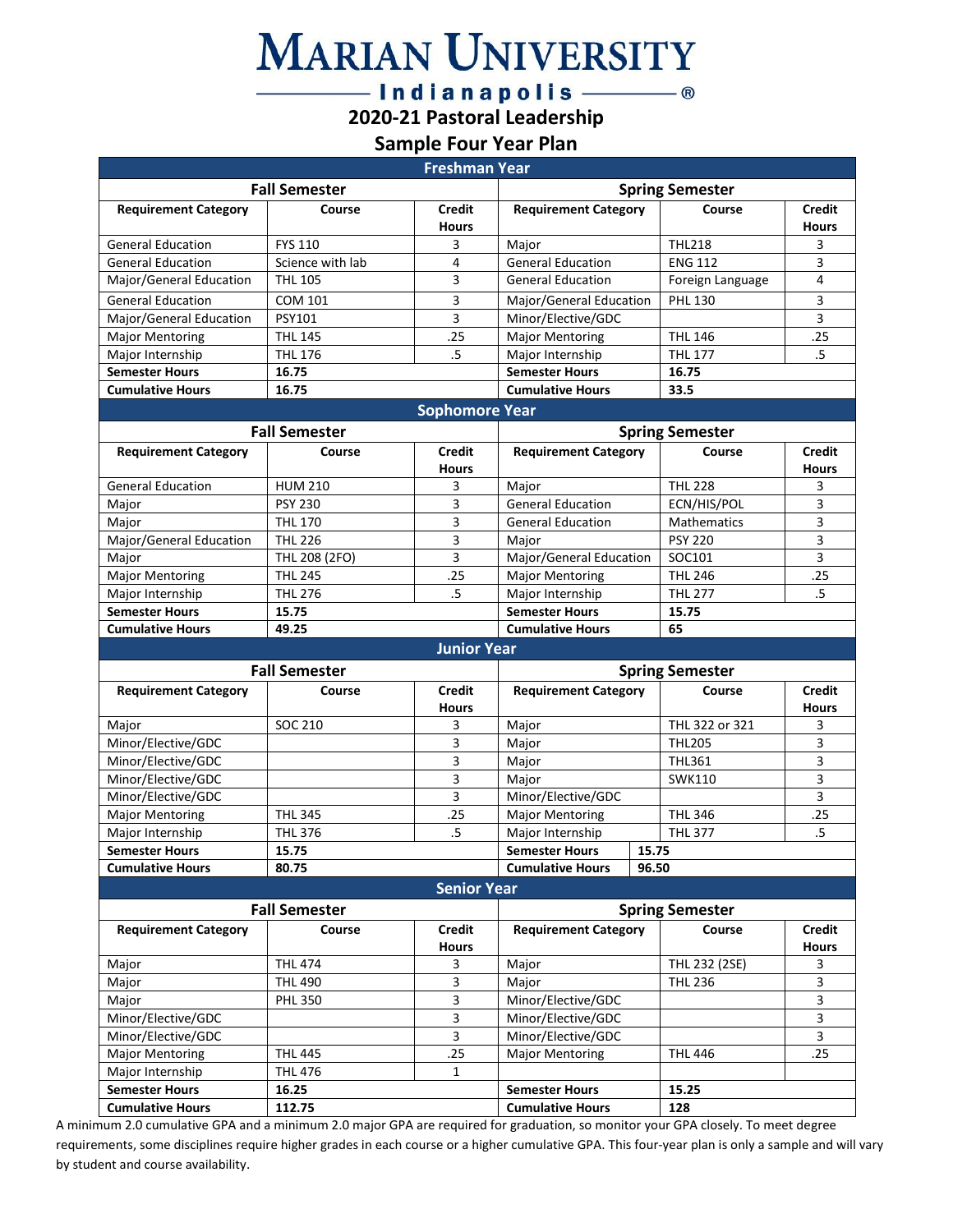# MARIAN UNIVERSITY

Indianapolis®

## 2020-21 Pastoral Leadership

## Sample Four Year Plan

| Freshman Year | | | | | |
|---|---|---|---|---|---|
| **Fall Semester** | | | **Spring Semester** | | |
| **Requirement Category** | **Course** | **Credit Hours** | **Requirement Category** | **Course** | **Credit Hours** |
| General Education | FYS 110 | 3 | Major | THL218 | 3 |
| General Education | Science with lab | 4 | General Education | ENG 112 | 3 |
| Major/General Education | THL 105 | 3 | General Education | Foreign Language | 4 |
| General Education | COM 101 | 3 | Major/General Education | PHL 130 | 3 |
| Major/General Education | PSY101 | 3 | Minor/Elective/GDC | | 3 |
| Major Mentoring | THL 145 | .25 | Major Mentoring | THL 146 | .25 |
| Major Internship | THL 176 | .5 | Major Internship | THL 177 | .5 |
| **Semester Hours** | **16.75** | | **Semester Hours** | **16.75** | |
| **Cumulative Hours** | **16.75** | | **Cumulative Hours** | **33.5** | |

| Sophomore Year | | | | | |
|---|---|---|---|---|---|
| **Fall Semester** | | | **Spring Semester** | | |
| **Requirement Category** | **Course** | **Credit Hours** | **Requirement Category** | **Course** | **Credit Hours** |
| General Education | HUM 210 | 3 | Major | THL 228 | 3 |
| Major | PSY 230 | 3 | General Education | ECN/HIS/POL | 3 |
| Major | THL 170 | 3 | General Education | Mathematics | 3 |
| Major/General Education | THL 226 | 3 | Major | PSY 220 | 3 |
| Major | THL 208 (2FO) | 3 | Major/General Education | SOC101 | 3 |
| Major Mentoring | THL 245 | .25 | Major Mentoring | THL 246 | .25 |
| Major Internship | THL 276 | .5 | Major Internship | THL 277 | .5 |
| **Semester Hours** | **15.75** | | **Semester Hours** | **15.75** | |
| **Cumulative Hours** | **49.25** | | **Cumulative Hours** | **65** | |

| Junior Year | | | | | |
|---|---|---|---|---|---|
| **Fall Semester** | | | **Spring Semester** | | |
| **Requirement Category** | **Course** | **Credit Hours** | **Requirement Category** | **Course** | **Credit Hours** |
| Major | SOC 210 | 3 | Major | THL 322 or 321 | 3 |
| Minor/Elective/GDC | | 3 | Major | THL205 | 3 |
| Minor/Elective/GDC | | 3 | Major | THL361 | 3 |
| Minor/Elective/GDC | | 3 | Major | SWK110 | 3 |
| Minor/Elective/GDC | | 3 | Minor/Elective/GDC | | 3 |
| Major Mentoring | THL 345 | .25 | Major Mentoring | THL 346 | .25 |
| Major Internship | THL 376 | .5 | Major Internship | THL 377 | .5 |
| **Semester Hours** | **15.75** | | **Semester Hours** | **15.75** | |
| **Cumulative Hours** | **80.75** | | **Cumulative Hours** | **96.50** | |

| Senior Year | | | | | |
|---|---|---|---|---|---|
| **Fall Semester** | | | **Spring Semester** | | |
| **Requirement Category** | **Course** | **Credit Hours** | **Requirement Category** | **Course** | **Credit Hours** |
| Major | THL 474 | 3 | Major | THL 232 (2SE) | 3 |
| Major | THL 490 | 3 | Major | THL 236 | 3 |
| Major | PHL 350 | 3 | Minor/Elective/GDC | | 3 |
| Minor/Elective/GDC | | 3 | Minor/Elective/GDC | | 3 |
| Minor/Elective/GDC | | 3 | Minor/Elective/GDC | | 3 |
| Major Mentoring | THL 445 | .25 | Major Mentoring | THL 446 | .25 |
| Major Internship | THL 476 | 1 | | | |
| **Semester Hours** | **16.25** | | **Semester Hours** | **15.25** | |
| **Cumulative Hours** | **112.75** | | **Cumulative Hours** | **128** | |

A minimum 2.0 cumulative GPA and a minimum 2.0 major GPA are required for graduation, so monitor your GPA closely. To meet degree requirements, some disciplines require higher grades in each course or a higher cumulative GPA. This four-year plan is only a sample and will vary by student and course availability.